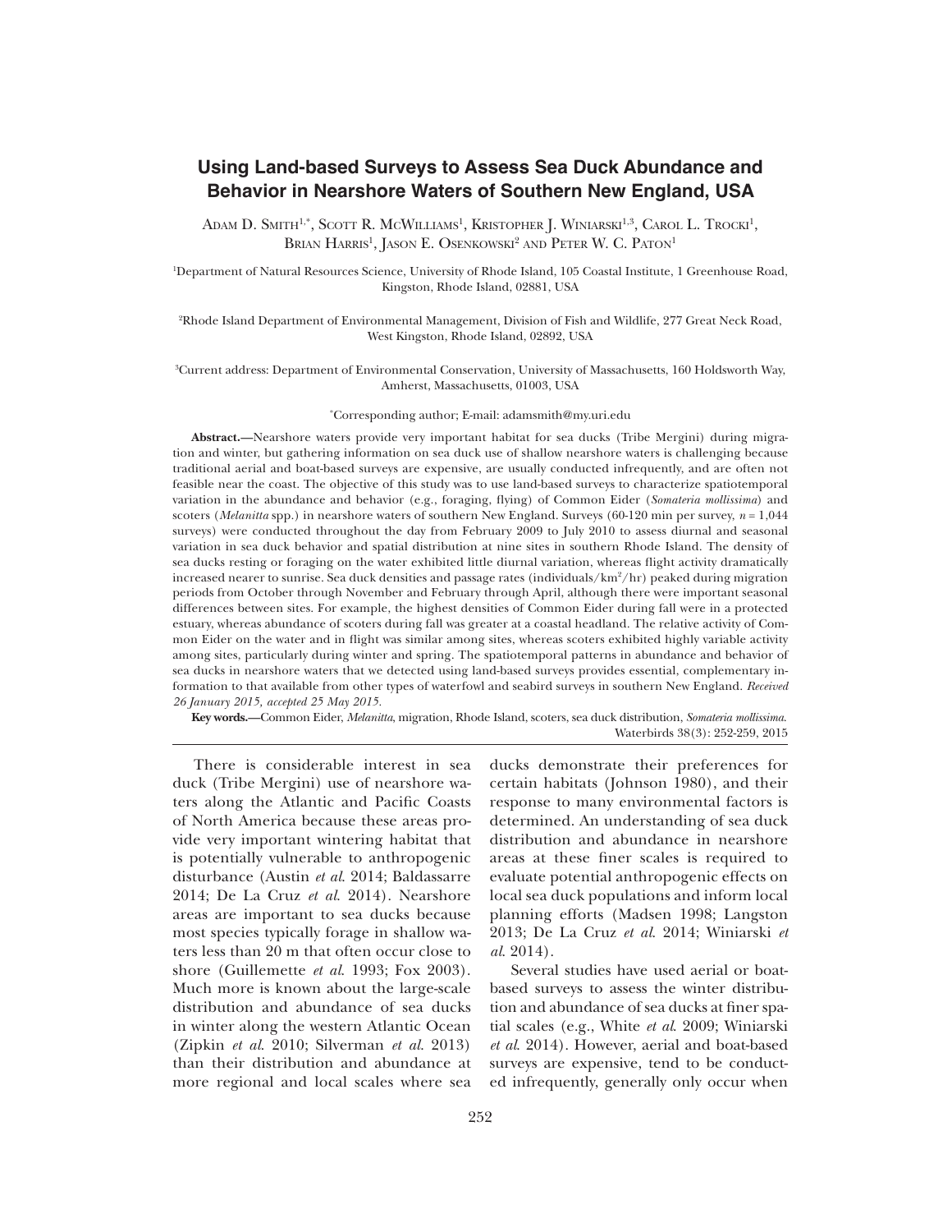# Using Land-based Surveys to Assess Sea Duck Abundance and Behavior in Nearshore Waters of Southern New England, USA

Adam D. Smith[1,*], Scott R. McWilliams[1], Kristopher J. Winiarski[1,3], Carol L. Trocki[1], Brian Harris[1], Jason E. Osenkowski[2] and Peter W. C. Paton[1]

[1]Department of Natural Resources Science, University of Rhode Island, 105 Coastal Institute, 1 Greenhouse Road, Kingston, Rhode Island, 02881, USA

[2]Rhode Island Department of Environmental Management, Division of Fish and Wildlife, 277 Great Neck Road, West Kingston, Rhode Island, 02892, USA

[3]Current address: Department of Environmental Conservation, University of Massachusetts, 160 Holdsworth Way, Amherst, Massachusetts, 01003, USA

[*]Corresponding author; E-mail: adamsmith@my.uri.edu

**Abstract.**—Nearshore waters provide very important habitat for sea ducks (Tribe Mergini) during migration and winter, but gathering information on sea duck use of shallow nearshore waters is challenging because traditional aerial and boat-based surveys are expensive, are usually conducted infrequently, and are often not feasible near the coast. The objective of this study was to use land-based surveys to characterize spatiotemporal variation in the abundance and behavior (e.g., foraging, flying) of Common Eider (*Somateria mollissima*) and scoters (*Melanitta* spp.) in nearshore waters of southern New England. Surveys (60-120 min per survey, $n = 1,044$ surveys) were conducted throughout the day from February 2009 to July 2010 to assess diurnal and seasonal variation in sea duck behavior and spatial distribution at nine sites in southern Rhode Island. The density of sea ducks resting or foraging on the water exhibited little diurnal variation, whereas flight activity dramatically increased nearer to sunrise. Sea duck densities and passage rates (individuals/km$^2$/hr) peaked during migration periods from October through November and February through April, although there were important seasonal differences between sites. For example, the highest densities of Common Eider during fall were in a protected estuary, whereas abundance of scoters during fall was greater at a coastal headland. The relative activity of Common Eider on the water and in flight was similar among sites, whereas scoters exhibited highly variable activity among sites, particularly during winter and spring. The spatiotemporal patterns in abundance and behavior of sea ducks in nearshore waters that we detected using land-based surveys provides essential, complementary information to that available from other types of waterfowl and seabird surveys in southern New England. *Received 26 January 2015, accepted 25 May 2015.*

**Key words.**—Common Eider, *Melanitta*, migration, Rhode Island, scoters, sea duck distribution, *Somateria mollissima*.

There is considerable interest in sea duck (Tribe Mergini) use of nearshore waters along the Atlantic and Pacific Coasts of North America because these areas provide very important wintering habitat that is potentially vulnerable to anthropogenic disturbance (Austin *et al.* 2014; Baldassarre 2014; De La Cruz *et al.* 2014). Nearshore areas are important to sea ducks because most species typically forage in shallow waters less than 20 m that often occur close to shore (Guillemette *et al.* 1993; Fox 2003). Much more is known about the large-scale distribution and abundance of sea ducks in winter along the western Atlantic Ocean (Zipkin *et al.* 2010; Silverman *et al.* 2013) than their distribution and abundance at more regional and local scales where sea ducks demonstrate their preferences for certain habitats (Johnson 1980), and their response to many environmental factors is determined. An understanding of sea duck distribution and abundance in nearshore areas at these finer scales is required to evaluate potential anthropogenic effects on local sea duck populations and inform local planning efforts (Madsen 1998; Langston 2013; De La Cruz *et al.* 2014; Winiarski *et al.* 2014).

Several studies have used aerial or boat-based surveys to assess the winter distribution and abundance of sea ducks at finer spatial scales (e.g., White *et al.* 2009; Winiarski *et al.* 2014). However, aerial and boat-based surveys are expensive, tend to be conducted infrequently, generally only occur when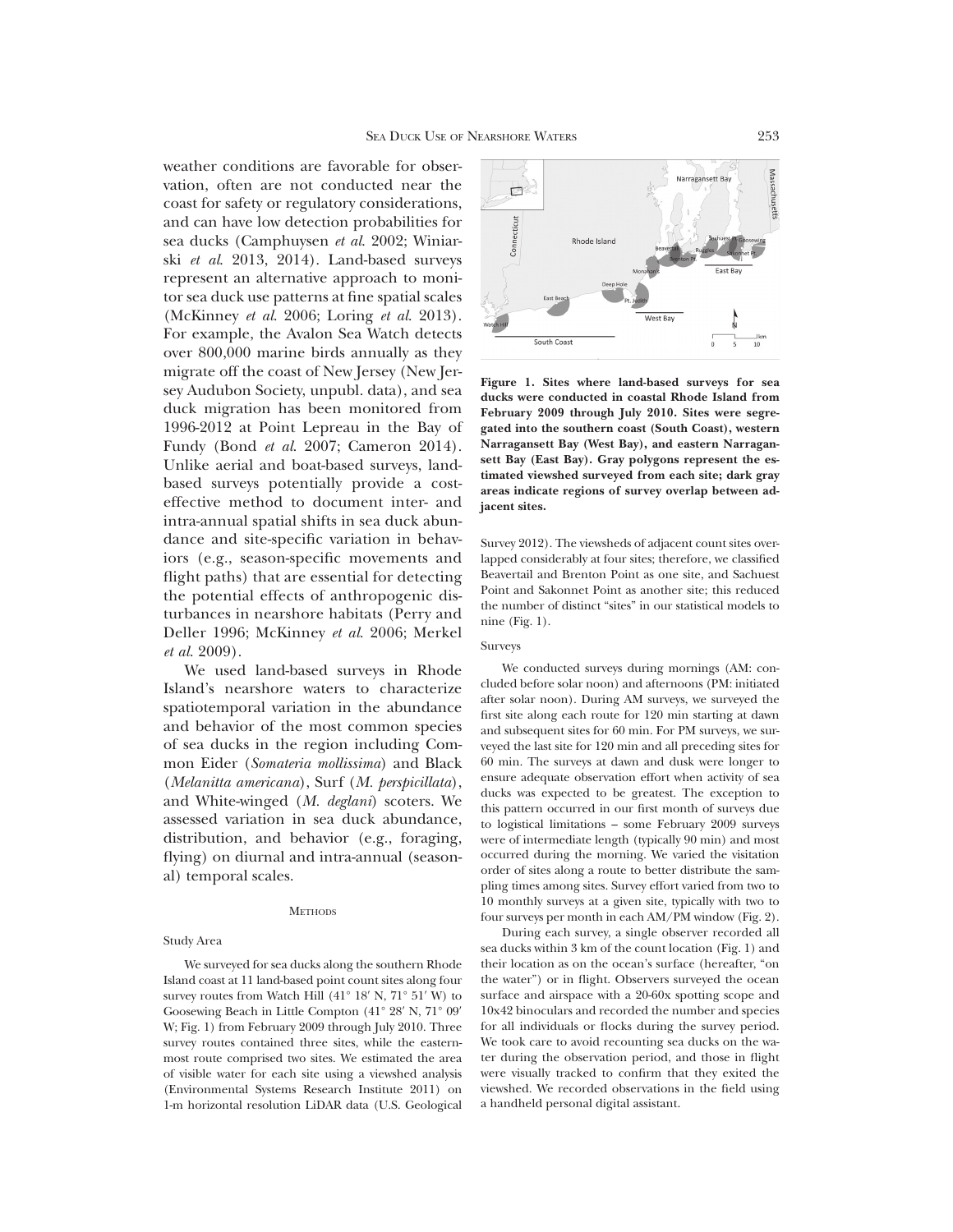weather conditions are favorable for observation, often are not conducted near the coast for safety or regulatory considerations, and can have low detection probabilities for sea ducks (Camphuysen *et al.* 2002; Winiarski *et al.* 2013, 2014). Land-based surveys represent an alternative approach to monitor sea duck use patterns at fine spatial scales (McKinney *et al.* 2006; Loring *et al.* 2013). For example, the Avalon Sea Watch detects over 800,000 marine birds annually as they migrate off the coast of New Jersey (New Jersey Audubon Society, unpubl. data), and sea duck migration has been monitored from 1996-2012 at Point Lepreau in the Bay of Fundy (Bond *et al.* 2007; Cameron 2014). Unlike aerial and boat-based surveys, land-based surveys potentially provide a cost-effective method to document inter- and intra-annual spatial shifts in sea duck abundance and site-specific variation in behaviors (e.g., season-specific movements and flight paths) that are essential for detecting the potential effects of anthropogenic disturbances in nearshore habitats (Perry and Deller 1996; McKinney *et al.* 2006; Merkel *et al.* 2009).

We used land-based surveys in Rhode Island's nearshore waters to characterize spatiotemporal variation in the abundance and behavior of the most common species of sea ducks in the region including Common Eider (*Somateria mollissima*) and Black (*Melanitta americana*), Surf (*M. perspicillata*), and White-winged (*M. deglani*) scoters. We assessed variation in sea duck abundance, distribution, and behavior (e.g., foraging, flying) on diurnal and intra-annual (seasonal) temporal scales.

## Methods

### Study Area

We surveyed for sea ducks along the southern Rhode Island coast at 11 land-based point count sites along four survey routes from Watch Hill (41° 18′ N, 71° 51′ W) to Goosewing Beach in Little Compton (41° 28′ N, 71° 09′ W; Fig. 1) from February 2009 through July 2010. Three survey routes contained three sites, while the easternmost route comprised two sites. We estimated the area of visible water for each site using a viewshed analysis (Environmental Systems Research Institute 2011) on 1-m horizontal resolution LiDAR data (U.S. Geological Survey 2012). The viewsheds of adjacent count sites overlapped considerably at four sites; therefore, we classified Beavertail and Brenton Point as one site, and Sachuest Point and Sakonnet Point as another site; this reduced the number of distinct "sites" in our statistical models to nine (Fig. 1).

**Figure 1. Sites where land-based surveys for sea ducks were conducted in coastal Rhode Island from February 2009 through July 2010. Sites were segregated into the southern coast (South Coast), western Narragansett Bay (West Bay), and eastern Narragansett Bay (East Bay). Gray polygons represent the estimated viewshed surveyed from each site; dark gray areas indicate regions of survey overlap between adjacent sites.**

### Surveys

We conducted surveys during mornings (AM: concluded before solar noon) and afternoons (PM: initiated after solar noon). During AM surveys, we surveyed the first site along each route for 120 min starting at dawn and subsequent sites for 60 min. For PM surveys, we surveyed the last site for 120 min and all preceding sites for 60 min. The surveys at dawn and dusk were longer to ensure adequate observation effort when activity of sea ducks was expected to be greatest. The exception to this pattern occurred in our first month of surveys due to logistical limitations – some February 2009 surveys were of intermediate length (typically 90 min) and most occurred during the morning. We varied the visitation order of sites along a route to better distribute the sampling times among sites. Survey effort varied from two to 10 monthly surveys at a given site, typically with two to four surveys per month in each AM/PM window (Fig. 2).

During each survey, a single observer recorded all sea ducks within 3 km of the count location (Fig. 1) and their location as on the ocean's surface (hereafter, "on the water") or in flight. Observers surveyed the ocean surface and airspace with a 20-60x spotting scope and 10x42 binoculars and recorded the number and species for all individuals or flocks during the survey period. We took care to avoid recounting sea ducks on the water during the observation period, and those in flight were visually tracked to confirm that they exited the viewshed. We recorded observations in the field using a handheld personal digital assistant.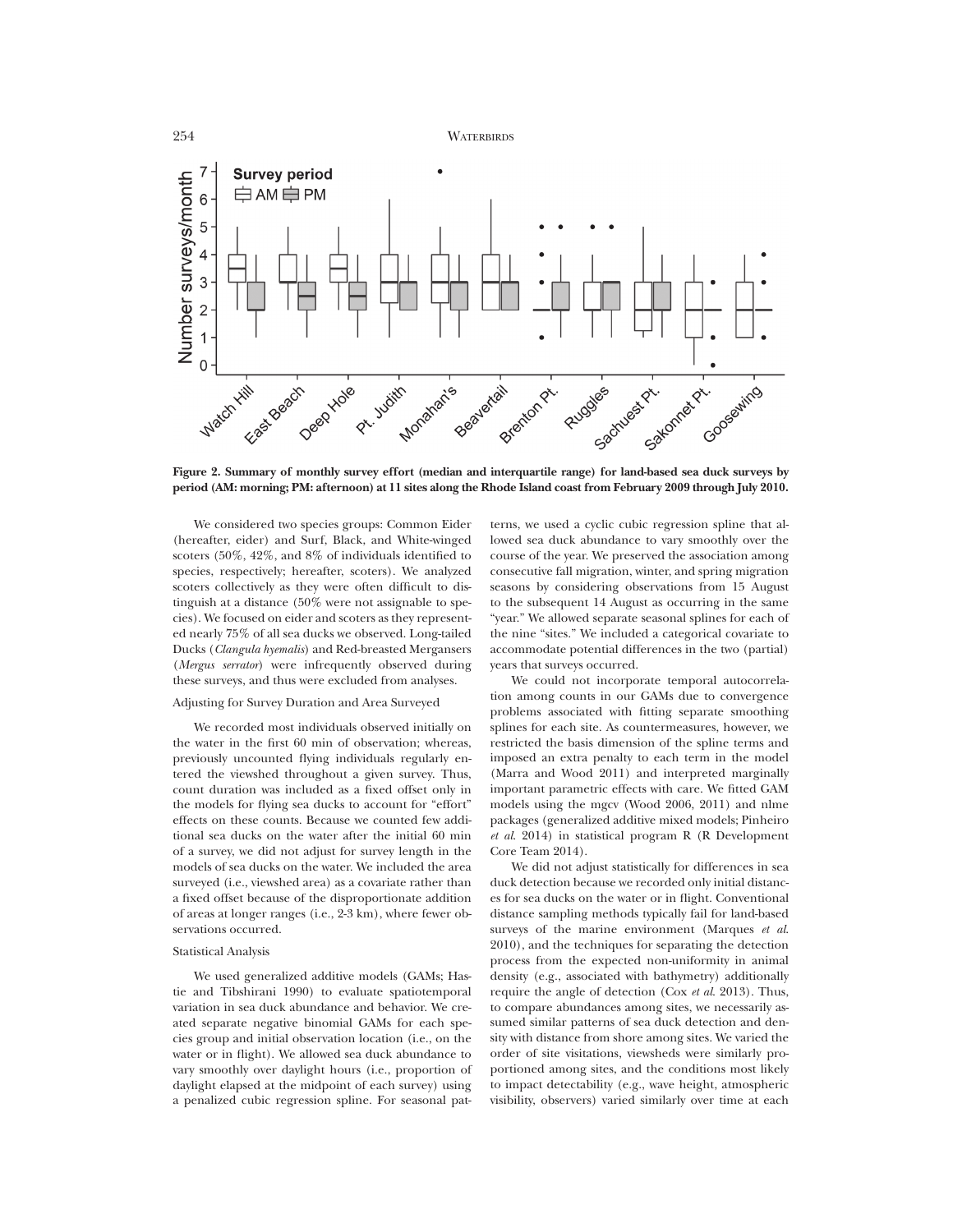Figure 2. Summary of monthly survey effort (median and interquartile range) for land-based sea duck surveys by period (AM: morning; PM: afternoon) at 11 sites along the Rhode Island coast from February 2009 through July 2010.

We considered two species groups: Common Eider (hereafter, eider) and Surf, Black, and White-winged scoters (50%, 42%, and 8% of individuals identified to species, respectively; hereafter, scoters). We analyzed scoters collectively as they were often difficult to distinguish at a distance (50% were not assignable to species). We focused on eider and scoters as they represented nearly 75% of all sea ducks we observed. Long-tailed Ducks (*Clangula hyemalis*) and Red-breasted Mergansers (*Mergus serrator*) were infrequently observed during these surveys, and thus were excluded from analyses.

### Adjusting for Survey Duration and Area Surveyed

We recorded most individuals observed initially on the water in the first 60 min of observation; whereas, previously uncounted flying individuals regularly entered the viewshed throughout a given survey. Thus, count duration was included as a fixed offset only in the models for flying sea ducks to account for "effort" effects on these counts. Because we counted few additional sea ducks on the water after the initial 60 min of a survey, we did not adjust for survey length in the models of sea ducks on the water. We included the area surveyed (i.e., viewshed area) as a covariate rather than a fixed offset because of the disproportionate addition of areas at longer ranges (i.e., 2-3 km), where fewer observations occurred.

### Statistical Analysis

We used generalized additive models (GAMs; Hastie and Tibshirani 1990) to evaluate spatiotemporal variation in sea duck abundance and behavior. We created separate negative binomial GAMs for each species group and initial observation location (i.e., on the water or in flight). We allowed sea duck abundance to vary smoothly over daylight hours (i.e., proportion of daylight elapsed at the midpoint of each survey) using a penalized cubic regression spline. For seasonal patterns, we used a cyclic cubic regression spline that allowed sea duck abundance to vary smoothly over the course of the year. We preserved the association among consecutive fall migration, winter, and spring migration seasons by considering observations from 15 August to the subsequent 14 August as occurring in the same "year." We allowed separate seasonal splines for each of the nine "sites." We included a categorical covariate to accommodate potential differences in the two (partial) years that surveys occurred.

We could not incorporate temporal autocorrelation among counts in our GAMs due to convergence problems associated with fitting separate smoothing splines for each site. As countermeasures, however, we restricted the basis dimension of the spline terms and imposed an extra penalty to each term in the model (Marra and Wood 2011) and interpreted marginally important parametric effects with care. We fitted GAM models using the mgcv (Wood 2006, 2011) and nlme packages (generalized additive mixed models; Pinheiro *et al.* 2014) in statistical program R (R Development Core Team 2014).

We did not adjust statistically for differences in sea duck detection because we recorded only initial distances for sea ducks on the water or in flight. Conventional distance sampling methods typically fail for land-based surveys of the marine environment (Marques *et al.* 2010), and the techniques for separating the detection process from the expected non-uniformity in animal density (e.g., associated with bathymetry) additionally require the angle of detection (Cox *et al.* 2013). Thus, to compare abundances among sites, we necessarily assumed similar patterns of sea duck detection and density with distance from shore among sites. We varied the order of site visitations, viewsheds were similarly proportioned among sites, and the conditions most likely to impact detectability (e.g., wave height, atmospheric visibility, observers) varied similarly over time at each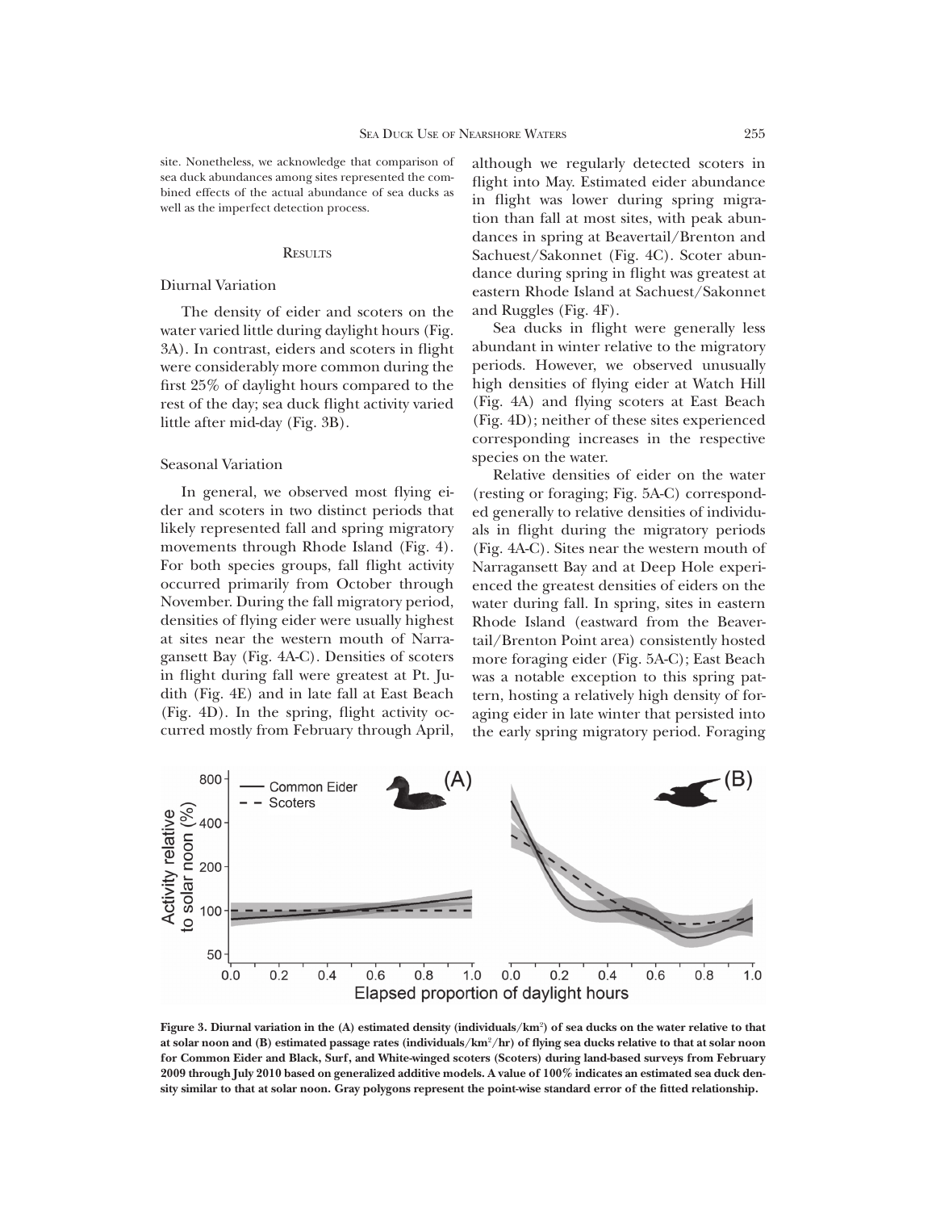site. Nonetheless, we acknowledge that comparison of sea duck abundances among sites represented the combined effects of the actual abundance of sea ducks as well as the imperfect detection process.

## Results

### Diurnal Variation

The density of eider and scoters on the water varied little during daylight hours (Fig. 3A). In contrast, eiders and scoters in flight were considerably more common during the first 25% of daylight hours compared to the rest of the day; sea duck flight activity varied little after mid-day (Fig. 3B).

### Seasonal Variation

In general, we observed most flying eider and scoters in two distinct periods that likely represented fall and spring migratory movements through Rhode Island (Fig. 4). For both species groups, fall flight activity occurred primarily from October through November. During the fall migratory period, densities of flying eider were usually highest at sites near the western mouth of Narragansett Bay (Fig. 4A-C). Densities of scoters in flight during fall were greatest at Pt. Judith (Fig. 4E) and in late fall at East Beach (Fig. 4D). In the spring, flight activity occurred mostly from February through April, although we regularly detected scoters in flight into May. Estimated eider abundance in flight was lower during spring migration than fall at most sites, with peak abundances in spring at Beavertail/Brenton and Sachuest/Sakonnet (Fig. 4C). Scoter abundance during spring in flight was greatest at eastern Rhode Island at Sachuest/Sakonnet and Ruggles (Fig. 4F).

Sea ducks in flight were generally less abundant in winter relative to the migratory periods. However, we observed unusually high densities of flying eider at Watch Hill (Fig. 4A) and flying scoters at East Beach (Fig. 4D); neither of these sites experienced corresponding increases in the respective species on the water.

Relative densities of eider on the water (resting or foraging; Fig. 5A-C) corresponded generally to relative densities of individuals in flight during the migratory periods (Fig. 4A-C). Sites near the western mouth of Narragansett Bay and at Deep Hole experienced the greatest densities of eiders on the water during fall. In spring, sites in eastern Rhode Island (eastward from the Beavertail/Brenton Point area) consistently hosted more foraging eider (Fig. 5A-C); East Beach was a notable exception to this spring pattern, hosting a relatively high density of foraging eider in late winter that persisted into the early spring migratory period. Foraging

**Figure 3. Diurnal variation in the (A) estimated density (individuals/km$^2$) of sea ducks on the water relative to that at solar noon and (B) estimated passage rates (individuals/km$^2$/hr) of flying sea ducks relative to that at solar noon for Common Eider and Black, Surf, and White-winged scoters (Scoters) during land-based surveys from February 2009 through July 2010 based on generalized additive models. A value of 100% indicates an estimated sea duck density similar to that at solar noon. Gray polygons represent the point-wise standard error of the fitted relationship.**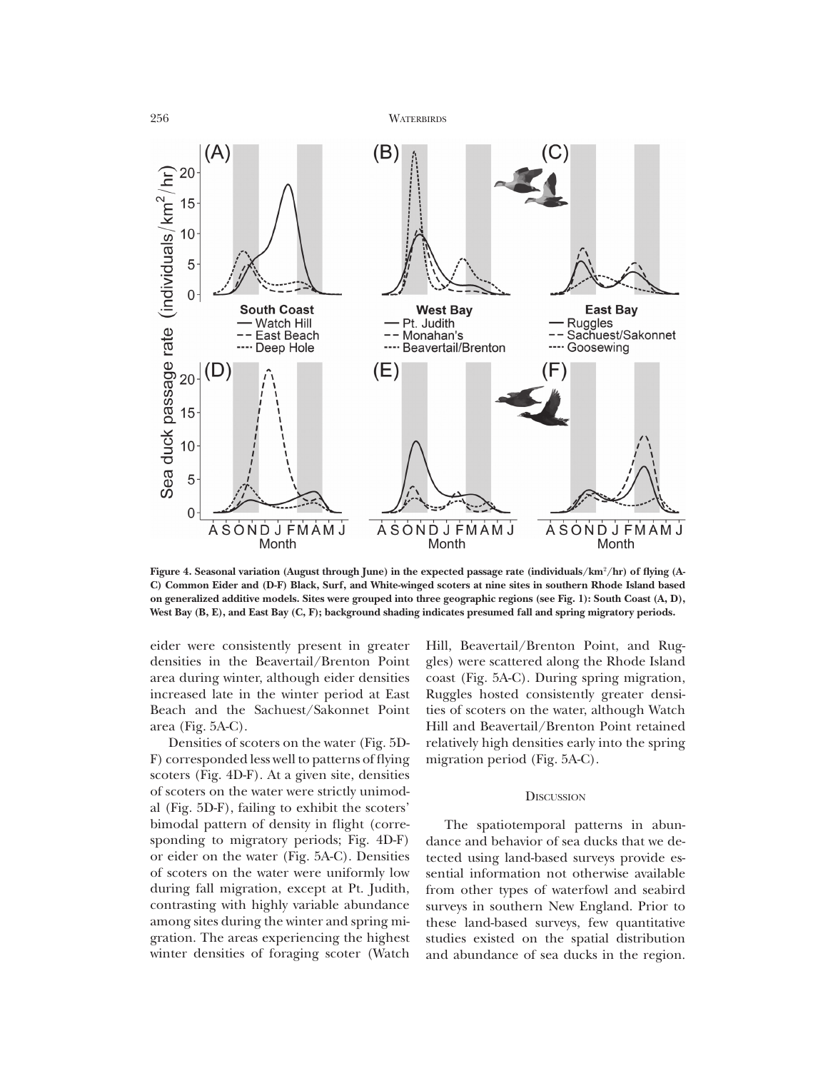Figure 4. Seasonal variation (August through June) in the expected passage rate (individuals/km$^2$/hr) of flying (A-C) Common Eider and (D-F) Black, Surf, and White-winged scoters at nine sites in southern Rhode Island based on generalized additive models. Sites were grouped into three geographic regions (see Fig. 1): South Coast (A, D), West Bay (B, E), and East Bay (C, F); background shading indicates presumed fall and spring migratory periods.

eider were consistently present in greater densities in the Beavertail/Brenton Point area during winter, although eider densities increased late in the winter period at East Beach and the Sachuest/Sakonnet Point area (Fig. 5A-C).

Densities of scoters on the water (Fig. 5D-F) corresponded less well to patterns of flying scoters (Fig. 4D-F). At a given site, densities of scoters on the water were strictly unimodal (Fig. 5D-F), failing to exhibit the scoters' bimodal pattern of density in flight (corresponding to migratory periods; Fig. 4D-F) or eider on the water (Fig. 5A-C). Densities of scoters on the water were uniformly low during fall migration, except at Pt. Judith, contrasting with highly variable abundance among sites during the winter and spring migration. The areas experiencing the highest winter densities of foraging scoter (Watch Hill, Beavertail/Brenton Point, and Ruggles) were scattered along the Rhode Island coast (Fig. 5A-C). During spring migration, Ruggles hosted consistently greater densities of scoters on the water, although Watch Hill and Beavertail/Brenton Point retained relatively high densities early into the spring migration period (Fig. 5A-C).

## Discussion

The spatiotemporal patterns in abundance and behavior of sea ducks that we detected using land-based surveys provide essential information not otherwise available from other types of waterfowl and seabird surveys in southern New England. Prior to these land-based surveys, few quantitative studies existed on the spatial distribution and abundance of sea ducks in the region.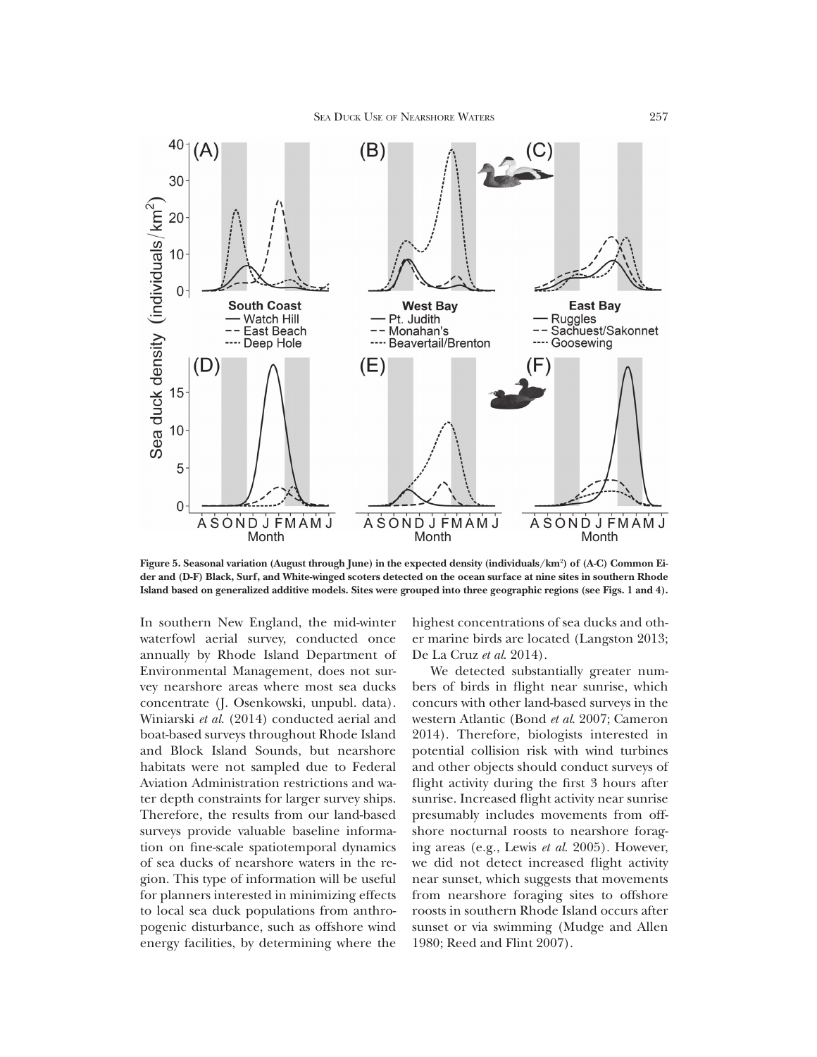Figure 5. Seasonal variation (August through June) in the expected density (individuals/km$^2$) of (A-C) Common Eider and (D-F) Black, Surf, and White-winged scoters detected on the ocean surface at nine sites in southern Rhode Island based on generalized additive models. Sites were grouped into three geographic regions (see Figs. 1 and 4).

In southern New England, the mid-winter waterfowl aerial survey, conducted once annually by Rhode Island Department of Environmental Management, does not survey nearshore areas where most sea ducks concentrate (J. Osenkowski, unpubl. data). Winiarski *et al.* (2014) conducted aerial and boat-based surveys throughout Rhode Island and Block Island Sounds, but nearshore habitats were not sampled due to Federal Aviation Administration restrictions and water depth constraints for larger survey ships. Therefore, the results from our land-based surveys provide valuable baseline information on fine-scale spatiotemporal dynamics of sea ducks of nearshore waters in the region. This type of information will be useful for planners interested in minimizing effects to local sea duck populations from anthropogenic disturbance, such as offshore wind energy facilities, by determining where the highest concentrations of sea ducks and other marine birds are located (Langston 2013; De La Cruz *et al.* 2014).

We detected substantially greater numbers of birds in flight near sunrise, which concurs with other land-based surveys in the western Atlantic (Bond *et al.* 2007; Cameron 2014). Therefore, biologists interested in potential collision risk with wind turbines and other objects should conduct surveys of flight activity during the first 3 hours after sunrise. Increased flight activity near sunrise presumably includes movements from offshore nocturnal roosts to nearshore foraging areas (e.g., Lewis *et al.* 2005). However, we did not detect increased flight activity near sunset, which suggests that movements from nearshore foraging sites to offshore roosts in southern Rhode Island occurs after sunset or via swimming (Mudge and Allen 1980; Reed and Flint 2007).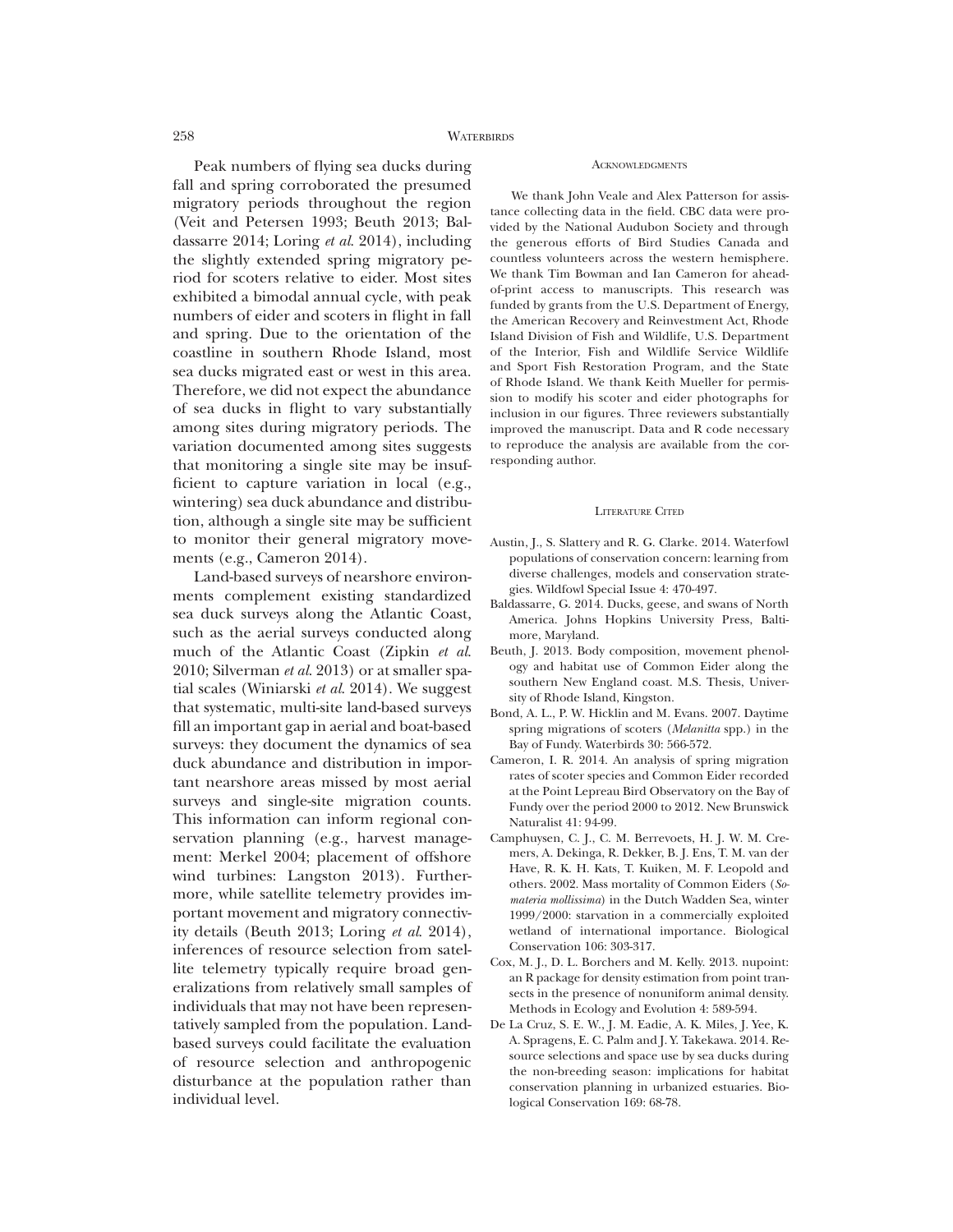Peak numbers of flying sea ducks during fall and spring corroborated the presumed migratory periods throughout the region (Veit and Petersen 1993; Beuth 2013; Baldassarre 2014; Loring *et al.* 2014), including the slightly extended spring migratory period for scoters relative to eider. Most sites exhibited a bimodal annual cycle, with peak numbers of eider and scoters in flight in fall and spring. Due to the orientation of the coastline in southern Rhode Island, most sea ducks migrated east or west in this area. Therefore, we did not expect the abundance of sea ducks in flight to vary substantially among sites during migratory periods. The variation documented among sites suggests that monitoring a single site may be insufficient to capture variation in local (e.g., wintering) sea duck abundance and distribution, although a single site may be sufficient to monitor their general migratory movements (e.g., Cameron 2014).

Land-based surveys of nearshore environments complement existing standardized sea duck surveys along the Atlantic Coast, such as the aerial surveys conducted along much of the Atlantic Coast (Zipkin *et al.* 2010; Silverman *et al.* 2013) or at smaller spatial scales (Winiarski *et al.* 2014). We suggest that systematic, multi-site land-based surveys fill an important gap in aerial and boat-based surveys: they document the dynamics of sea duck abundance and distribution in important nearshore areas missed by most aerial surveys and single-site migration counts. This information can inform regional conservation planning (e.g., harvest management: Merkel 2004; placement of offshore wind turbines: Langston 2013). Furthermore, while satellite telemetry provides important movement and migratory connectivity details (Beuth 2013; Loring *et al.* 2014), inferences of resource selection from satellite telemetry typically require broad generalizations from relatively small samples of individuals that may not have been representatively sampled from the population. Land-based surveys could facilitate the evaluation of resource selection and anthropogenic disturbance at the population rather than individual level.

## Acknowledgments

We thank John Veale and Alex Patterson for assistance collecting data in the field. CBC data were provided by the National Audubon Society and through the generous efforts of Bird Studies Canada and countless volunteers across the western hemisphere. We thank Tim Bowman and Ian Cameron for ahead-of-print access to manuscripts. This research was funded by grants from the U.S. Department of Energy, the American Recovery and Reinvestment Act, Rhode Island Division of Fish and Wildlife, U.S. Department of the Interior, Fish and Wildlife Service Wildlife and Sport Fish Restoration Program, and the State of Rhode Island. We thank Keith Mueller for permission to modify his scoter and eider photographs for inclusion in our figures. Three reviewers substantially improved the manuscript. Data and R code necessary to reproduce the analysis are available from the corresponding author.

## Literature Cited

Austin, J., S. Slattery and R. G. Clarke. 2014. Waterfowl populations of conservation concern: learning from diverse challenges, models and conservation strategies. Wildfowl Special Issue 4: 470-497.

Baldassarre, G. 2014. Ducks, geese, and swans of North America. Johns Hopkins University Press, Baltimore, Maryland.

Beuth, J. 2013. Body composition, movement phenology and habitat use of Common Eider along the southern New England coast. M.S. Thesis, University of Rhode Island, Kingston.

Bond, A. L., P. W. Hicklin and M. Evans. 2007. Daytime spring migrations of scoters (*Melanitta* spp.) in the Bay of Fundy. Waterbirds 30: 566-572.

Cameron, I. R. 2014. An analysis of spring migration rates of scoter species and Common Eider recorded at the Point Lepreau Bird Observatory on the Bay of Fundy over the period 2000 to 2012. New Brunswick Naturalist 41: 94-99.

Camphuysen, C. J., C. M. Berrevoets, H. J. W. M. Cremers, A. Dekinga, R. Dekker, B. J. Ens, T. M. van der Have, R. K. H. Kats, T. Kuiken, M. F. Leopold and others. 2002. Mass mortality of Common Eiders (*Somateria mollissima*) in the Dutch Wadden Sea, winter 1999/2000: starvation in a commercially exploited wetland of international importance. Biological Conservation 106: 303-317.

Cox, M. J., D. L. Borchers and M. Kelly. 2013. nupoint: an R package for density estimation from point transects in the presence of nonuniform animal density. Methods in Ecology and Evolution 4: 589-594.

De La Cruz, S. E. W., J. M. Eadie, A. K. Miles, J. Yee, K. A. Spragens, E. C. Palm and J. Y. Takekawa. 2014. Resource selections and space use by sea ducks during the non-breeding season: implications for habitat conservation planning in urbanized estuaries. Biological Conservation 169: 68-78.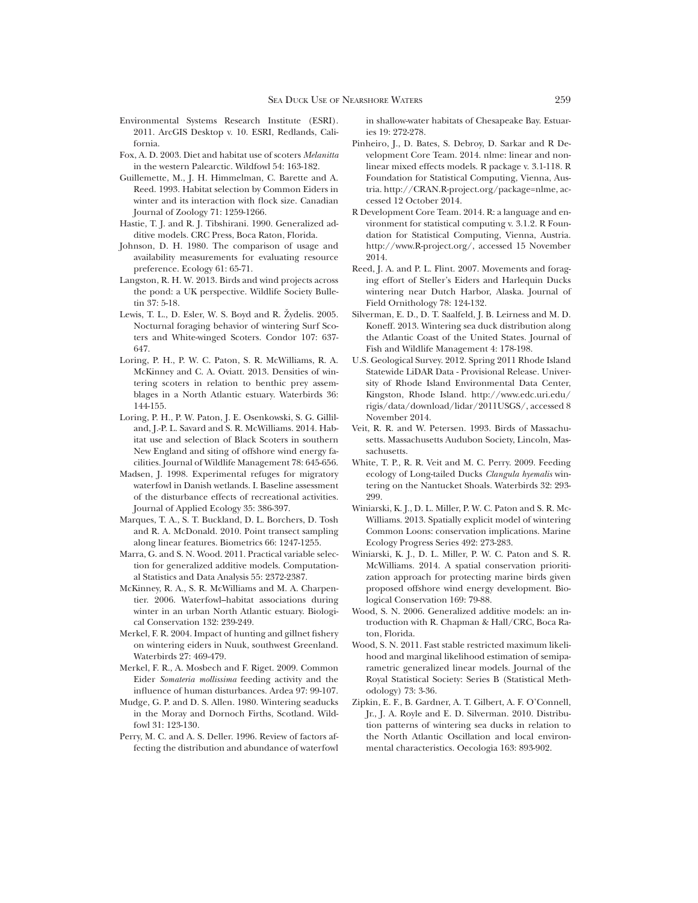Environmental Systems Research Institute (ESRI). 2011. ArcGIS Desktop v. 10. ESRI, Redlands, California.

Fox, A. D. 2003. Diet and habitat use of scoters *Melanitta* in the western Palearctic. Wildfowl 54: 163-182.

Guillemette, M., J. H. Himmelman, C. Barette and A. Reed. 1993. Habitat selection by Common Eiders in winter and its interaction with flock size. Canadian Journal of Zoology 71: 1259-1266.

Hastie, T. J. and R. J. Tibshirani. 1990. Generalized additive models. CRC Press, Boca Raton, Florida.

Johnson, D. H. 1980. The comparison of usage and availability measurements for evaluating resource preference. Ecology 61: 65-71.

Langston, R. H. W. 2013. Birds and wind projects across the pond: a UK perspective. Wildlife Society Bulletin 37: 5-18.

Lewis, T. L., D. Esler, W. S. Boyd and R. Žydelis. 2005. Nocturnal foraging behavior of wintering Surf Scoters and White-winged Scoters. Condor 107: 637-647.

Loring, P. H., P. W. C. Paton, S. R. McWilliams, R. A. McKinney and C. A. Oviatt. 2013. Densities of wintering scoters in relation to benthic prey assemblages in a North Atlantic estuary. Waterbirds 36: 144-155.

Loring, P. H., P. W. Paton, J. E. Osenkowski, S. G. Gilliland, J.-P. L. Savard and S. R. McWilliams. 2014. Habitat use and selection of Black Scoters in southern New England and siting of offshore wind energy facilities. Journal of Wildlife Management 78: 645-656.

Madsen, J. 1998. Experimental refuges for migratory waterfowl in Danish wetlands. I. Baseline assessment of the disturbance effects of recreational activities. Journal of Applied Ecology 35: 386-397.

Marques, T. A., S. T. Buckland, D. L. Borchers, D. Tosh and R. A. McDonald. 2010. Point transect sampling along linear features. Biometrics 66: 1247-1255.

Marra, G. and S. N. Wood. 2011. Practical variable selection for generalized additive models. Computational Statistics and Data Analysis 55: 2372-2387.

McKinney, R. A., S. R. McWilliams and M. A. Charpentier. 2006. Waterfowl–habitat associations during winter in an urban North Atlantic estuary. Biological Conservation 132: 239-249.

Merkel, F. R. 2004. Impact of hunting and gillnet fishery on wintering eiders in Nuuk, southwest Greenland. Waterbirds 27: 469-479.

Merkel, F. R., A. Mosbech and F. Riget. 2009. Common Eider *Somateria mollissima* feeding activity and the influence of human disturbances. Ardea 97: 99-107.

Mudge, G. P. and D. S. Allen. 1980. Wintering seaducks in the Moray and Dornoch Firths, Scotland. Wildfowl 31: 123-130.

Perry, M. C. and A. S. Deller. 1996. Review of factors affecting the distribution and abundance of waterfowl in shallow-water habitats of Chesapeake Bay. Estuaries 19: 272-278.

Pinheiro, J., D. Bates, S. Debroy, D. Sarkar and R Development Core Team. 2014. nlme: linear and nonlinear mixed effects models. R package v. 3.1-118. R Foundation for Statistical Computing, Vienna, Austria. http://CRAN.R-project.org/package=nlme, accessed 12 October 2014.

R Development Core Team. 2014. R: a language and environment for statistical computing v. 3.1.2. R Foundation for Statistical Computing, Vienna, Austria. http://www.R-project.org/, accessed 15 November 2014.

Reed, J. A. and P. L. Flint. 2007. Movements and foraging effort of Steller's Eiders and Harlequin Ducks wintering near Dutch Harbor, Alaska. Journal of Field Ornithology 78: 124-132.

Silverman, E. D., D. T. Saalfeld, J. B. Leirness and M. D. Koneff. 2013. Wintering sea duck distribution along the Atlantic Coast of the United States. Journal of Fish and Wildlife Management 4: 178-198.

U.S. Geological Survey. 2012. Spring 2011 Rhode Island Statewide LiDAR Data - Provisional Release. University of Rhode Island Environmental Data Center, Kingston, Rhode Island. http://www.edc.uri.edu/rigis/data/download/lidar/2011USGS/, accessed 8 November 2014.

Veit, R. R. and W. Petersen. 1993. Birds of Massachusetts. Massachusetts Audubon Society, Lincoln, Massachusetts.

White, T. P., R. R. Veit and M. C. Perry. 2009. Feeding ecology of Long-tailed Ducks *Clangula hyemalis* wintering on the Nantucket Shoals. Waterbirds 32: 293-299.

Winiarski, K. J., D. L. Miller, P. W. C. Paton and S. R. McWilliams. 2013. Spatially explicit model of wintering Common Loons: conservation implications. Marine Ecology Progress Series 492: 273-283.

Winiarski, K. J., D. L. Miller, P. W. C. Paton and S. R. McWilliams. 2014. A spatial conservation prioritization approach for protecting marine birds given proposed offshore wind energy development. Biological Conservation 169: 79-88.

Wood, S. N. 2006. Generalized additive models: an introduction with R. Chapman & Hall/CRC, Boca Raton, Florida.

Wood, S. N. 2011. Fast stable restricted maximum likelihood and marginal likelihood estimation of semiparametric generalized linear models. Journal of the Royal Statistical Society: Series B (Statistical Methodology) 73: 3-36.

Zipkin, E. F., B. Gardner, A. T. Gilbert, A. F. O'Connell, Jr., J. A. Royle and E. D. Silverman. 2010. Distribution patterns of wintering sea ducks in relation to the North Atlantic Oscillation and local environmental characteristics. Oecologia 163: 893-902.